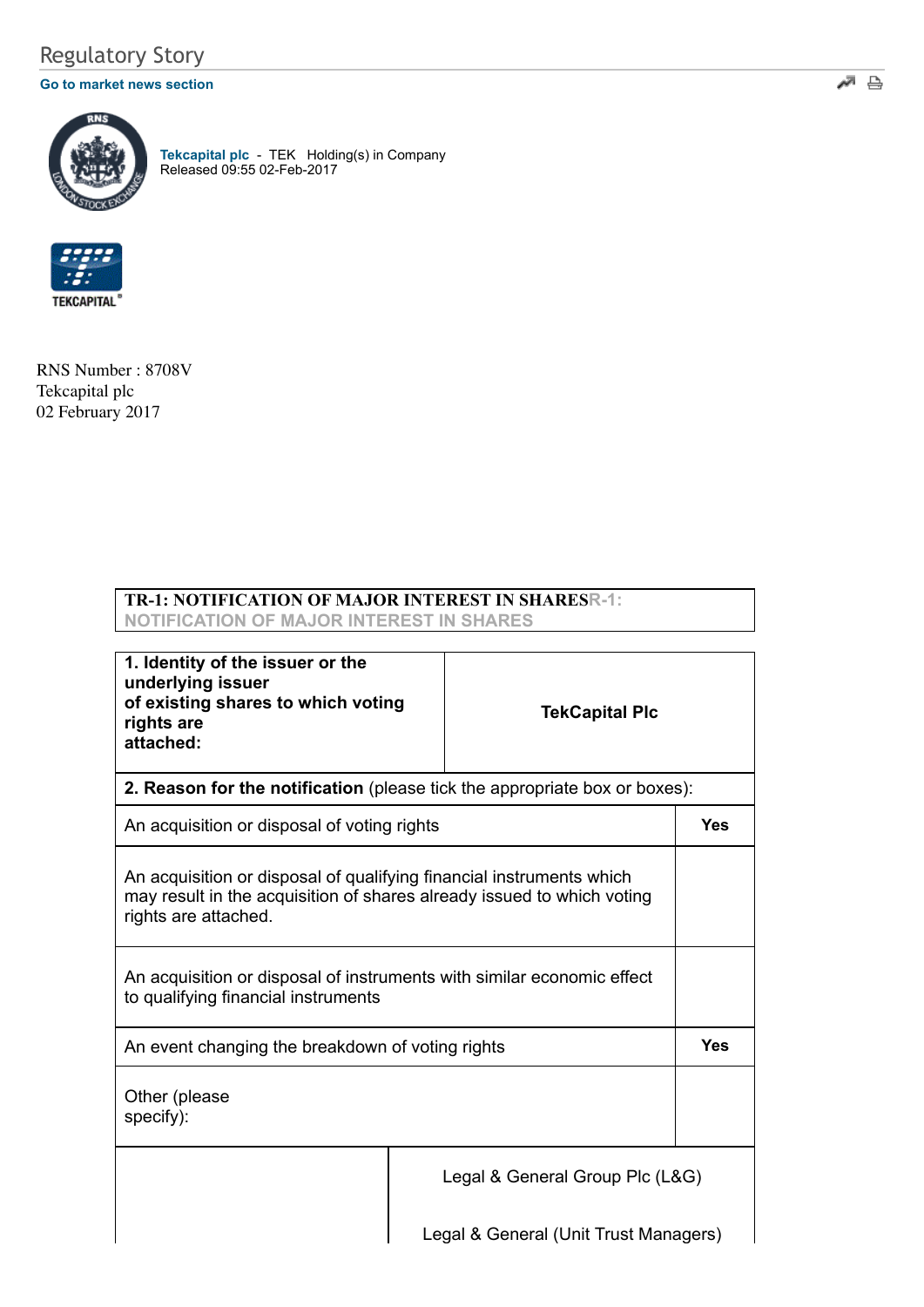# Regulatory Story

Go to market news section

**Tekcapital plc** - TEK Holding(s) in Company
Released 09:55 02-Feb-2017

TEKCAPITAL

RNS Number : 8708V
Tekcapital plc
02 February 2017

| TR-1: NOTIFICATION OF MAJOR INTEREST IN SHARESR-1: NOTIFICATION OF MAJOR INTEREST IN SHARES |
|---|

| **1. Identity of the issuer or the underlying issuer of existing shares to which voting rights are attached:** | **TekCapital Plc** |
|---|---|

| **2. Reason for the notification** (please tick the appropriate box or boxes): | |
|---|---|
| An acquisition or disposal of voting rights | **Yes** |
| An acquisition or disposal of qualifying financial instruments which may result in the acquisition of shares already issued to which voting rights are attached. | |
| An acquisition or disposal of instruments with similar economic effect to qualifying financial instruments | |
| An event changing the breakdown of voting rights | **Yes** |
| Other (please specify): | |

| | Legal & General Group Plc (L&G)<br><br>Legal & General (Unit Trust Managers) |
|---|---|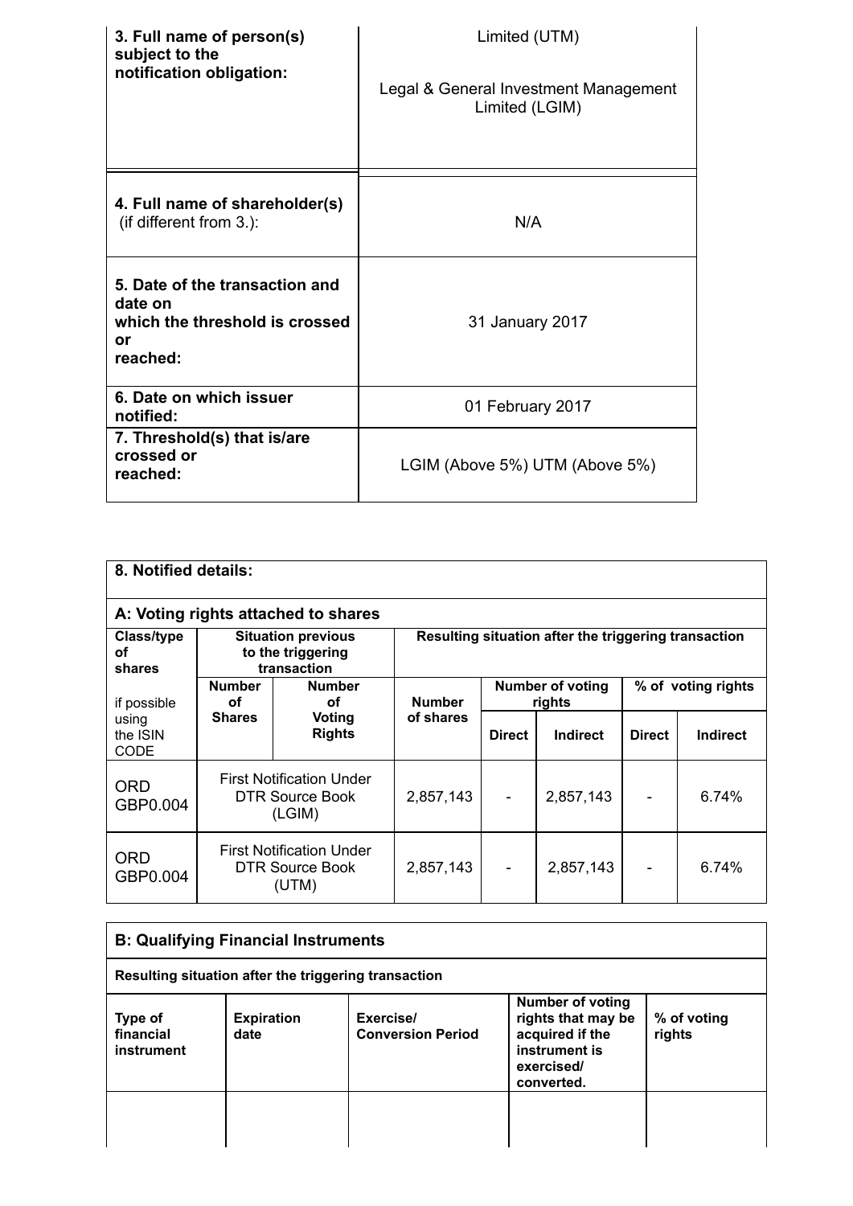| | |
|---|---|
| **3. Full name of person(s) subject to the notification obligation:** | Limited (UTM)<br><br>Legal & General Investment Management Limited (LGIM) |
| **4. Full name of shareholder(s)** (if different from 3.): | N/A |
| **5. Date of the transaction and date on which the threshold is crossed or reached:** | 31 January 2017 |
| **6. Date on which issuer notified:** | 01 February 2017 |
| **7. Threshold(s) that is/are crossed or reached:** | LGIM (Above 5%) UTM (Above 5%) |

**8. Notified details:**

**A: Voting rights attached to shares**

| **Class/type of shares**<br><br>if possible using the ISIN CODE | **Situation previous to the triggering transaction** | | **Resulting situation after the triggering transaction** | | | | |
|---|---|---|---|---|---|---|---|
| | **Number of Shares** | **Number of Voting Rights** | **Number of shares** | **Number of voting rights** | | **% of voting rights** | |
| | | | | **Direct** | **Indirect** | **Direct** | **Indirect** |
| ORD GBP0.004 | First Notification Under DTR Source Book (LGIM) | | 2,857,143 | - | 2,857,143 | - | 6.74% |
| ORD GBP0.004 | First Notification Under DTR Source Book (UTM) | | 2,857,143 | - | 2,857,143 | - | 6.74% |

**B: Qualifying Financial Instruments**

**Resulting situation after the triggering transaction**

| **Type of financial instrument** | **Expiration date** | **Exercise/ Conversion Period** | **Number of voting rights that may be acquired if the instrument is exercised/ converted.** | **% of voting rights** |
|---|---|---|---|---|
| | | | | |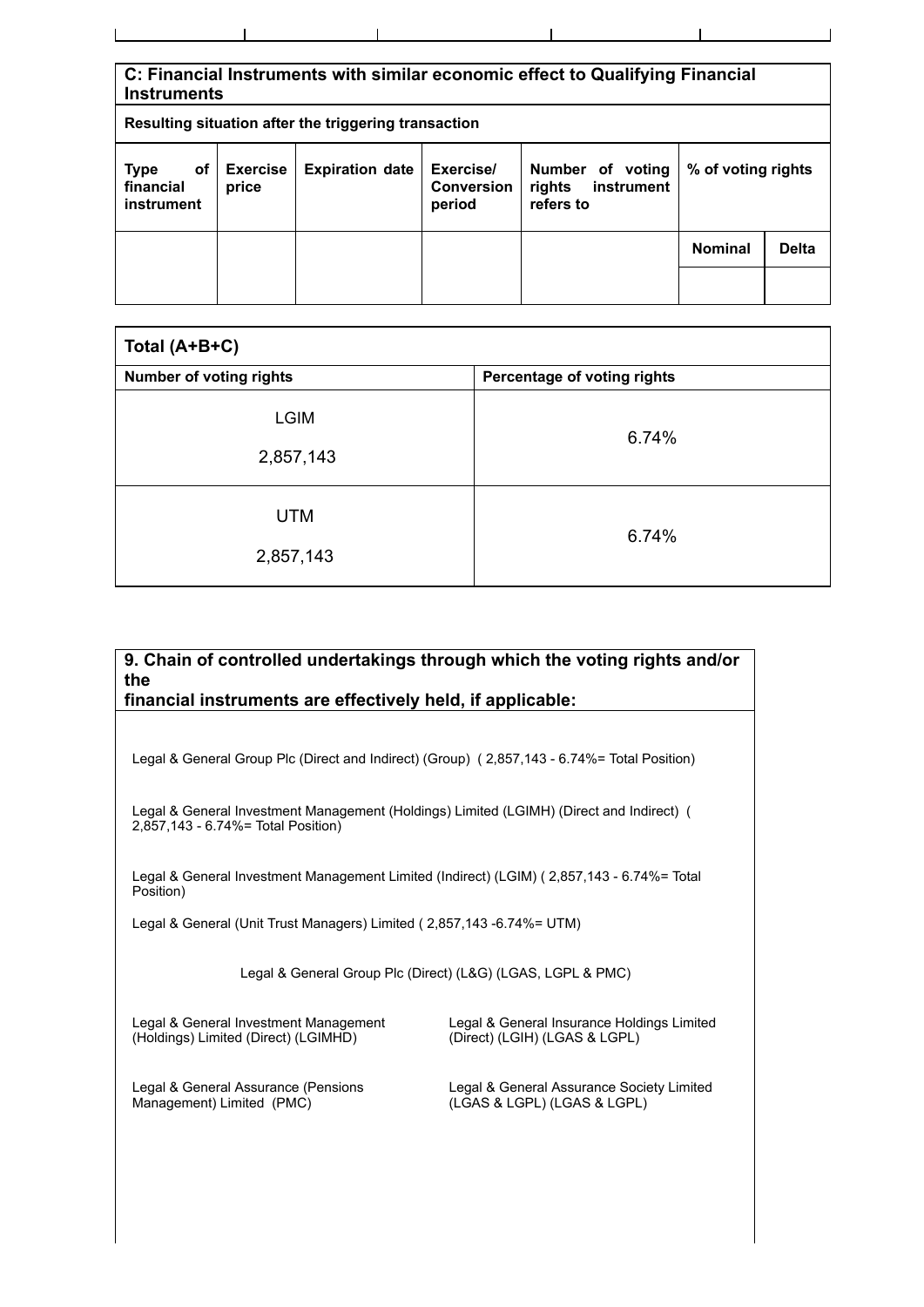## C: Financial Instruments with similar economic effect to Qualifying Financial Instruments

**Resulting situation after the triggering transaction**

| Type of financial instrument | Exercise price | Expiration date | Exercise/ Conversion period | Number of voting rights instrument refers to | % of voting rights | |
|---|---|---|---|---|---|---|
| | | | | | **Nominal** | **Delta** |
| | | | | | | |

| Total (A+B+C) | |
|---|---|
| **Number of voting rights** | **Percentage of voting rights** |
| LGIM 2,857,143 | 6.74% |
| UTM 2,857,143 | 6.74% |

## 9. Chain of controlled undertakings through which the voting rights and/or the financial instruments are effectively held, if applicable:

Legal & General Group Plc (Direct and Indirect) (Group) ( 2,857,143 - 6.74%= Total Position)

Legal & General Investment Management (Holdings) Limited (LGIMH) (Direct and Indirect) ( 2,857,143 - 6.74%= Total Position)

Legal & General Investment Management Limited (Indirect) (LGIM) ( 2,857,143 - 6.74%= Total Position)

Legal & General (Unit Trust Managers) Limited ( 2,857,143 -6.74%= UTM)

Legal & General Group Plc (Direct) (L&G) (LGAS, LGPL & PMC)

Legal & General Investment Management (Holdings) Limited (Direct) (LGIMHD)

Legal & General Insurance Holdings Limited (Direct) (LGIH) (LGAS & LGPL)

Legal & General Assurance (Pensions Management) Limited (PMC)

Legal & General Assurance Society Limited (LGAS & LGPL) (LGAS & LGPL)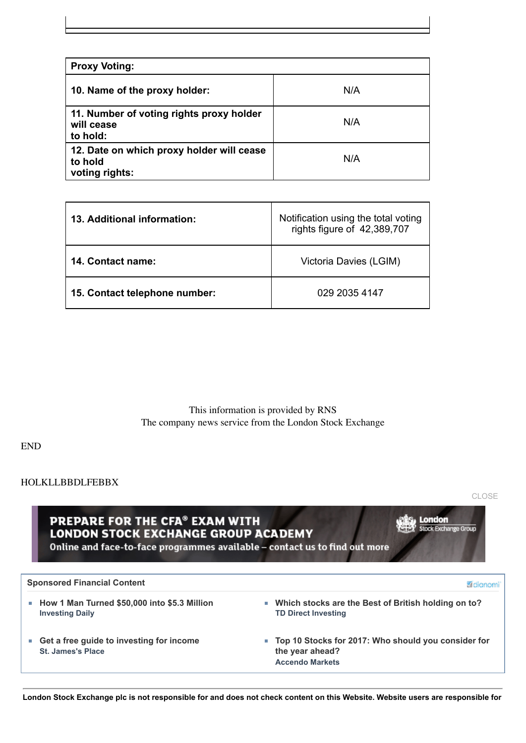| Proxy Voting: | |
|---|---|
| 10. Name of the proxy holder: | N/A |
| 11. Number of voting rights proxy holder will cease to hold: | N/A |
| 12. Date on which proxy holder will cease to hold voting rights: | N/A |

| | |
|---|---|
| 13. Additional information: | Notification using the total voting rights figure of 42,389,707 |
| 14. Contact name: | Victoria Davies (LGIM) |
| 15. Contact telephone number: | 029 2035 4147 |

This information is provided by RNS
The company news service from the London Stock Exchange

END

HOLKLLBBDLFEBBX

CLOSE

PREPARE FOR THE CFA® EXAM WITH LONDON STOCK EXCHANGE GROUP ACADEMY
Online and face-to-face programmes available – contact us to find out more

**Sponsored Financial Content**

- **How 1 Man Turned $50,000 into $5.3 Million**
  Investing Daily
- **Which stocks are the Best of British holding on to?**
  TD Direct Investing
- **Get a free guide to investing for income**
  St. James's Place
- **Top 10 Stocks for 2017: Who should you consider for the year ahead?**
  Accendo Markets

**London Stock Exchange plc is not responsible for and does not check content on this Website. Website users are responsible for**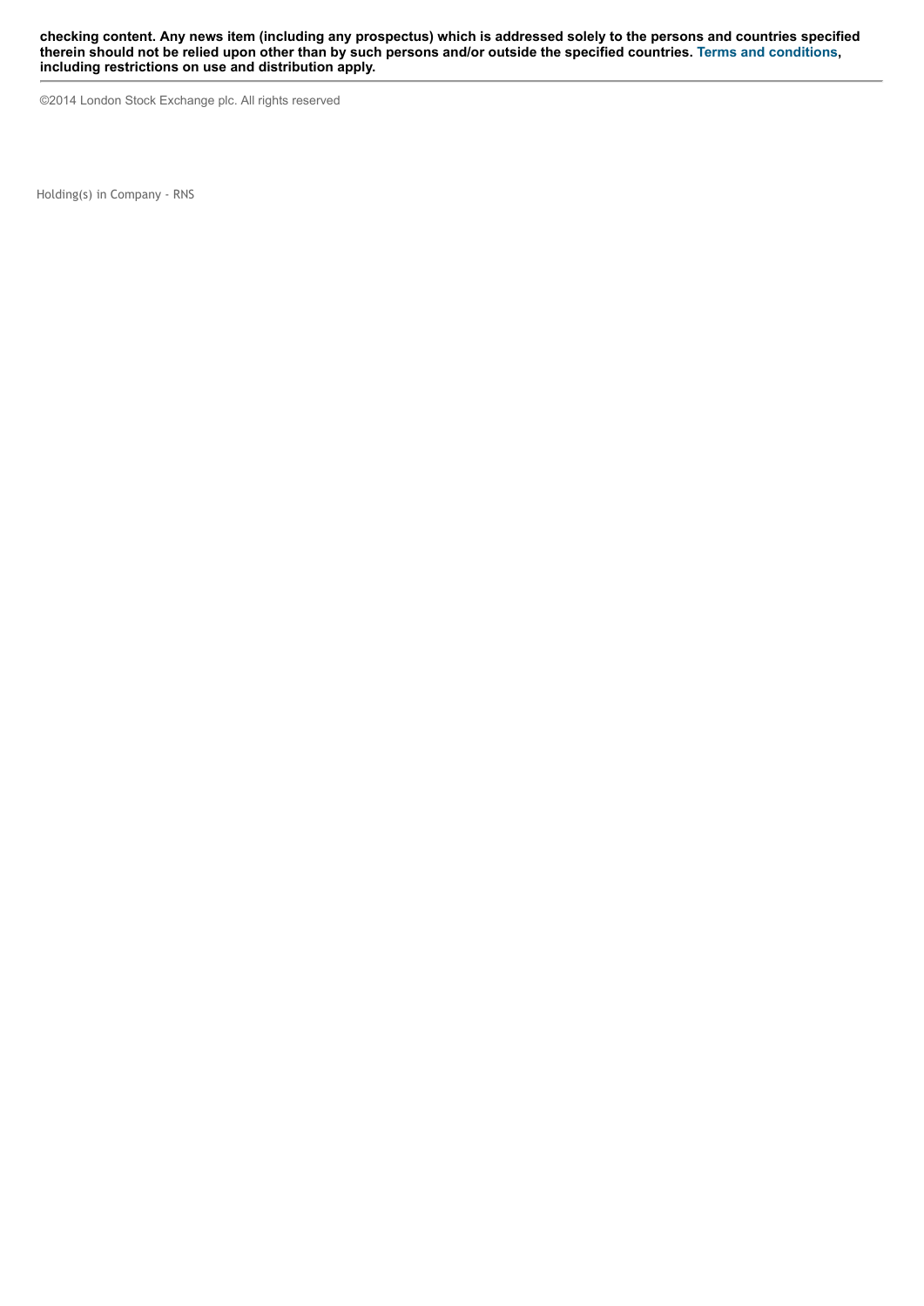**checking content. Any news item (including any prospectus) which is addressed solely to the persons and countries specified therein should not be relied upon other than by such persons and/or outside the specified countries. Terms and conditions, including restrictions on use and distribution apply.**

©2014 London Stock Exchange plc. All rights reserved